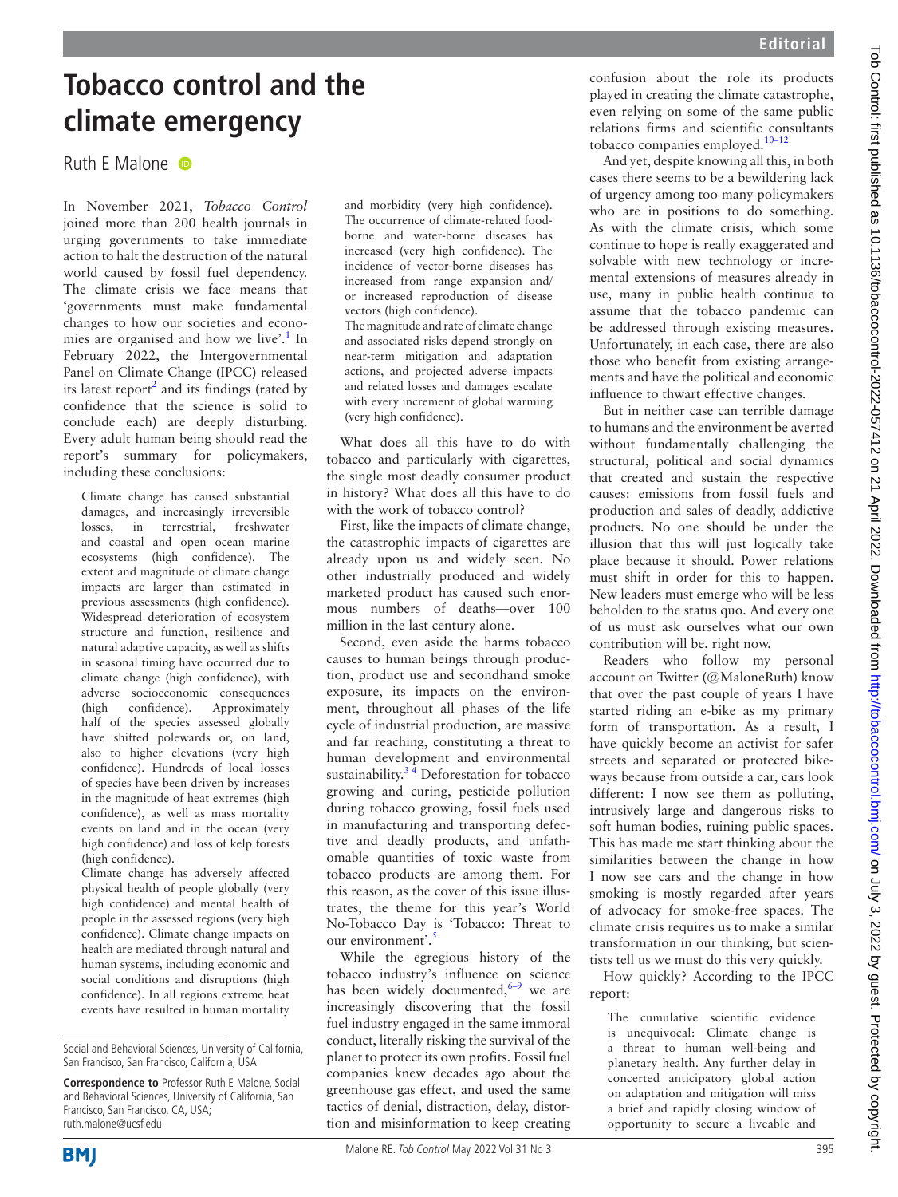# Tobacco control and the climate emergency

Ruth E Malone

In November 2021, *Tobacco Control* joined more than 200 health journals in urging governments to take immediate action to halt the destruction of the natural world caused by fossil fuel dependency. The climate crisis we face means that 'governments must make fundamental changes to how our societies and economies are organised and how we live'.[1] In February 2022, the Intergovernmental Panel on Climate Change (IPCC) released its latest report[2] and its findings (rated by confidence that the science is solid to conclude each) are deeply disturbing. Every adult human being should read the report's summary for policymakers, including these conclusions:

> Climate change has caused substantial damages, and increasingly irreversible losses, in terrestrial, freshwater and coastal and open ocean marine ecosystems (high confidence). The extent and magnitude of climate change impacts are larger than estimated in previous assessments (high confidence). Widespread deterioration of ecosystem structure and function, resilience and natural adaptive capacity, as well as shifts in seasonal timing have occurred due to climate change (high confidence), with adverse socioeconomic consequences (high confidence). Approximately half of the species assessed globally have shifted polewards or, on land, also to higher elevations (very high confidence). Hundreds of local losses of species have been driven by increases in the magnitude of heat extremes (high confidence), as well as mass mortality events on land and in the ocean (very high confidence) and loss of kelp forests (high confidence).
>
> Climate change has adversely affected physical health of people globally (very high confidence) and mental health of people in the assessed regions (very high confidence). Climate change impacts on health are mediated through natural and human systems, including economic and social conditions and disruptions (high confidence). In all regions extreme heat events have resulted in human mortality and morbidity (very high confidence). The occurrence of climate-related food-borne and water-borne diseases has increased (very high confidence). The incidence of vector-borne diseases has increased from range expansion and/or increased reproduction of disease vectors (high confidence).
>
> The magnitude and rate of climate change and associated risks depend strongly on near-term mitigation and adaptation actions, and projected adverse impacts and related losses and damages escalate with every increment of global warming (very high confidence).

What does all this have to do with tobacco and particularly with cigarettes, the single most deadly consumer product in history? What does all this have to do with the work of tobacco control?

First, like the impacts of climate change, the catastrophic impacts of cigarettes are already upon us and widely seen. No other industrially produced and widely marketed product has caused such enormous numbers of deaths—over 100 million in the last century alone.

Second, even aside the harms tobacco causes to human beings through production, product use and secondhand smoke exposure, its impacts on the environment, throughout all phases of the life cycle of industrial production, are massive and far reaching, constituting a threat to human development and environmental sustainability.[3,4] Deforestation for tobacco growing and curing, pesticide pollution during tobacco growing, fossil fuels used in manufacturing and transporting defective and deadly products, and unfathomable quantities of toxic waste from tobacco products are among them. For this reason, as the cover of this issue illustrates, the theme for this year's World No-Tobacco Day is 'Tobacco: Threat to our environment'.[5]

While the egregious history of the tobacco industry's influence on science has been widely documented,[6–9] we are increasingly discovering that the fossil fuel industry engaged in the same immoral conduct, literally risking the survival of the planet to protect its own profits. Fossil fuel companies knew decades ago about the greenhouse gas effect, and used the same tactics of denial, distraction, delay, distortion and misinformation to keep creating confusion about the role its products played in creating the climate catastrophe, even relying on some of the same public relations firms and scientific consultants tobacco companies employed.[10–12]

And yet, despite knowing all this, in both cases there seems to be a bewildering lack of urgency among too many policymakers who are in positions to do something. As with the climate crisis, which some continue to hope is really exaggerated and solvable with new technology or incremental extensions of measures already in use, many in public health continue to assume that the tobacco pandemic can be addressed through existing measures. Unfortunately, in each case, there are also those who benefit from existing arrangements and have the political and economic influence to thwart effective changes.

But in neither case can terrible damage to humans and the environment be averted without fundamentally challenging the structural, political and social dynamics that created and sustain the respective causes: emissions from fossil fuels and production and sales of deadly, addictive products. No one should be under the illusion that this will just logically take place because it should. Power relations must shift in order for this to happen. New leaders must emerge who will be less beholden to the status quo. And every one of us must ask ourselves what our own contribution will be, right now.

Readers who follow my personal account on Twitter (@MaloneRuth) know that over the past couple of years I have started riding an e-bike as my primary form of transportation. As a result, I have quickly become an activist for safer streets and separated or protected bikeways because from outside a car, cars look different: I now see them as polluting, intrusively large and dangerous risks to soft human bodies, ruining public spaces. This has made me start thinking about the similarities between the change in how I now see cars and the change in how smoking is mostly regarded after years of advocacy for smoke-free spaces. The climate crisis requires us to make a similar transformation in our thinking, but scientists tell us we must do this very quickly.

How quickly? According to the IPCC report:

> The cumulative scientific evidence is unequivocal: Climate change is a threat to human well-being and planetary health. Any further delay in concerted anticipatory global action on adaptation and mitigation will miss a brief and rapidly closing window of opportunity to secure a liveable and

Social and Behavioral Sciences, University of California, San Francisco, San Francisco, California, USA

**Correspondence to** Professor Ruth E Malone, Social and Behavioral Sciences, University of California, San Francisco, San Francisco, CA, USA; ruth.malone@ucsf.edu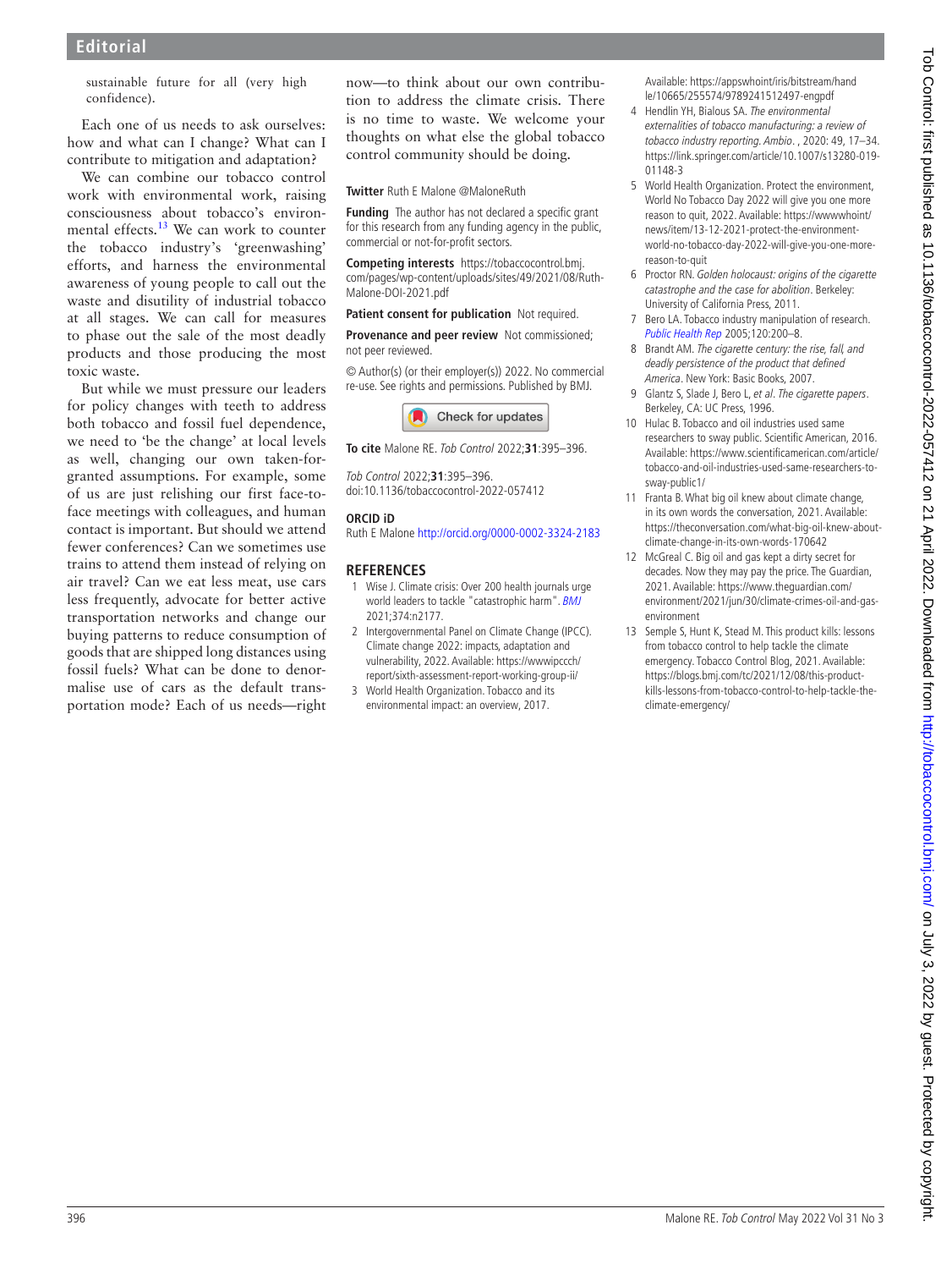sustainable future for all (very high confidence).

Each one of us needs to ask ourselves: how and what can I change? What can I contribute to mitigation and adaptation?

We can combine our tobacco control work with environmental work, raising consciousness about tobacco's environmental effects.[13] We can work to counter the tobacco industry's 'greenwashing' efforts, and harness the environmental awareness of young people to call out the waste and disutility of industrial tobacco at all stages. We can call for measures to phase out the sale of the most deadly products and those producing the most toxic waste.

But while we must pressure our leaders for policy changes with teeth to address both tobacco and fossil fuel dependence, we need to 'be the change' at local levels as well, changing our own taken-for-granted assumptions. For example, some of us are just relishing our first face-to-face meetings with colleagues, and human contact is important. But should we attend fewer conferences? Can we sometimes use trains to attend them instead of relying on air travel? Can we eat less meat, use cars less frequently, advocate for better active transportation networks and change our buying patterns to reduce consumption of goods that are shipped long distances using fossil fuels? What can be done to denormalise use of cars as the default transportation mode? Each of us needs—right now—to think about our own contribution to address the climate crisis. There is no time to waste. We welcome your thoughts on what else the global tobacco control community should be doing.

**Twitter** Ruth E Malone @MaloneRuth

**Funding** The author has not declared a specific grant for this research from any funding agency in the public, commercial or not-for-profit sectors.

**Competing interests** https://tobaccocontrol.bmj.com/pages/wp-content/uploads/sites/49/2021/08/Ruth-Malone-DOI-2021.pdf

**Patient consent for publication** Not required.

**Provenance and peer review** Not commissioned; not peer reviewed.

© Author(s) (or their employer(s)) 2022. No commercial re-use. See rights and permissions. Published by BMJ.

**To cite** Malone RE. *Tob Control* 2022;**31**:395–396.

*Tob Control* 2022;**31**:395–396.
doi:10.1136/tobaccocontrol-2022-057412

**ORCID iD**

Ruth E Malone http://orcid.org/0000-0002-3324-2183

## REFERENCES

1. Wise J. Climate crisis: Over 200 health journals urge world leaders to tackle "catastrophic harm". *BMJ* 2021;374:n2177.
2. Intergovernmental Panel on Climate Change (IPCC). Climate change 2022: impacts, adaptation and vulnerability, 2022. Available: https://wwwipcc.ch/report/sixth-assessment-report-working-group-ii/
3. World Health Organization. Tobacco and its environmental impact: an overview, 2017. Available: https://appswhoint/iris/bitstream/handle/10665/255574/9789241512497-engpdf
4. Hendlin YH, Bialous SA. *The environmental externalities of tobacco manufacturing: a review of tobacco industry reporting. Ambio.* , 2020: 49, 17–34. https://link.springer.com/article/10.1007/s13280-019-01148-3
5. World Health Organization. Protect the environment, World No Tobacco Day 2022 will give you one more reason to quit, 2022. Available: https://wwwwhoint/news/item/13-12-2021-protect-the-environment-world-no-tobacco-day-2022-will-give-you-one-more-reason-to-quit
6. Proctor RN. *Golden holocaust: origins of the cigarette catastrophe and the case for abolition*. Berkeley: University of California Press, 2011.
7. Bero LA. Tobacco industry manipulation of research. *Public Health Rep* 2005;120:200–8.
8. Brandt AM. *The cigarette century: the rise, fall, and deadly persistence of the product that defined America*. New York: Basic Books, 2007.
9. Glantz S, Slade J, Bero L, *et al*. *The cigarette papers*. Berkeley, CA: UC Press, 1996.
10. Hulac B. Tobacco and oil industries used same researchers to sway public. Scientific American, 2016. Available: https://www.scientificamerican.com/article/tobacco-and-oil-industries-used-same-researchers-to-sway-public1/
11. Franta B. What big oil knew about climate change, in its own words the conversation, 2021. Available: https://theconversation.com/what-big-oil-knew-about-climate-change-in-its-own-words-170642
12. McGreal C. Big oil and gas kept a dirty secret for decades. Now they may pay the price. The Guardian, 2021. Available: https://www.theguardian.com/environment/2021/jun/30/climate-crimes-oil-and-gas-environment
13. Semple S, Hunt K, Stead M. This product kills: lessons from tobacco control to help tackle the climate emergency. Tobacco Control Blog, 2021. Available: https://blogs.bmj.com/tc/2021/12/08/this-product-kills-lessons-from-tobacco-control-to-help-tackle-the-climate-emergency/